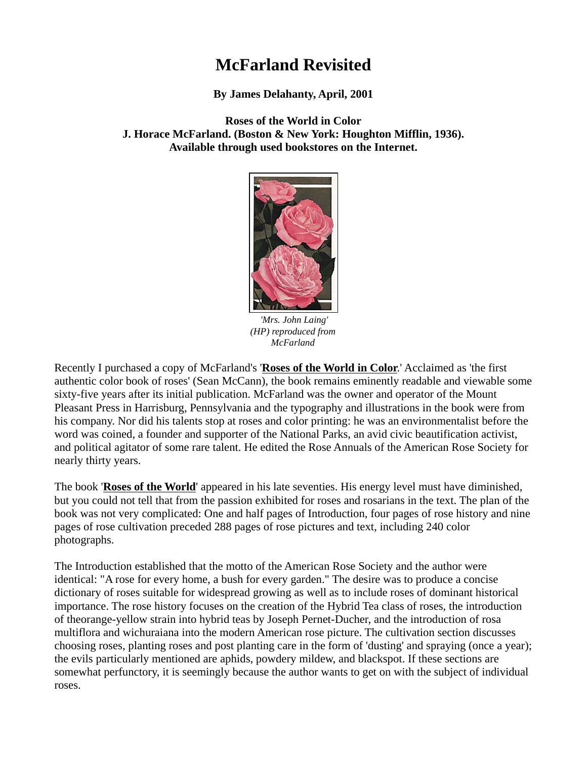# McFarland Revisited

**By James Delahanty, April, 2001**

**Roses of the World in Color**
**J. Horace McFarland. (Boston & New York: Houghton Mifflin, 1936).**
**Available through used bookstores on the Internet.**

*'Mrs. John Laing' (HP) reproduced from McFarland*

Recently I purchased a copy of McFarland's '**Roses of the World in Color**.' Acclaimed as 'the first authentic color book of roses' (Sean McCann), the book remains eminently readable and viewable some sixty-five years after its initial publication. McFarland was the owner and operator of the Mount Pleasant Press in Harrisburg, Pennsylvania and the typography and illustrations in the book were from his company. Nor did his talents stop at roses and color printing: he was an environmentalist before the word was coined, a founder and supporter of the National Parks, an avid civic beautification activist, and political agitator of some rare talent. He edited the Rose Annuals of the American Rose Society for nearly thirty years.

The book '**Roses of the World**' appeared in his late seventies. His energy level must have diminished, but you could not tell that from the passion exhibited for roses and rosarians in the text. The plan of the book was not very complicated: One and half pages of Introduction, four pages of rose history and nine pages of rose cultivation preceded 288 pages of rose pictures and text, including 240 color photographs.

The Introduction established that the motto of the American Rose Society and the author were identical: "A rose for every home, a bush for every garden." The desire was to produce a concise dictionary of roses suitable for widespread growing as well as to include roses of dominant historical importance. The rose history focuses on the creation of the Hybrid Tea class of roses, the introduction of theorange-yellow strain into hybrid teas by Joseph Pernet-Ducher, and the introduction of rosa multiflora and wichuraiana into the modern American rose picture. The cultivation section discusses choosing roses, planting roses and post planting care in the form of 'dusting' and spraying (once a year); the evils particularly mentioned are aphids, powdery mildew, and blackspot. If these sections are somewhat perfunctory, it is seemingly because the author wants to get on with the subject of individual roses.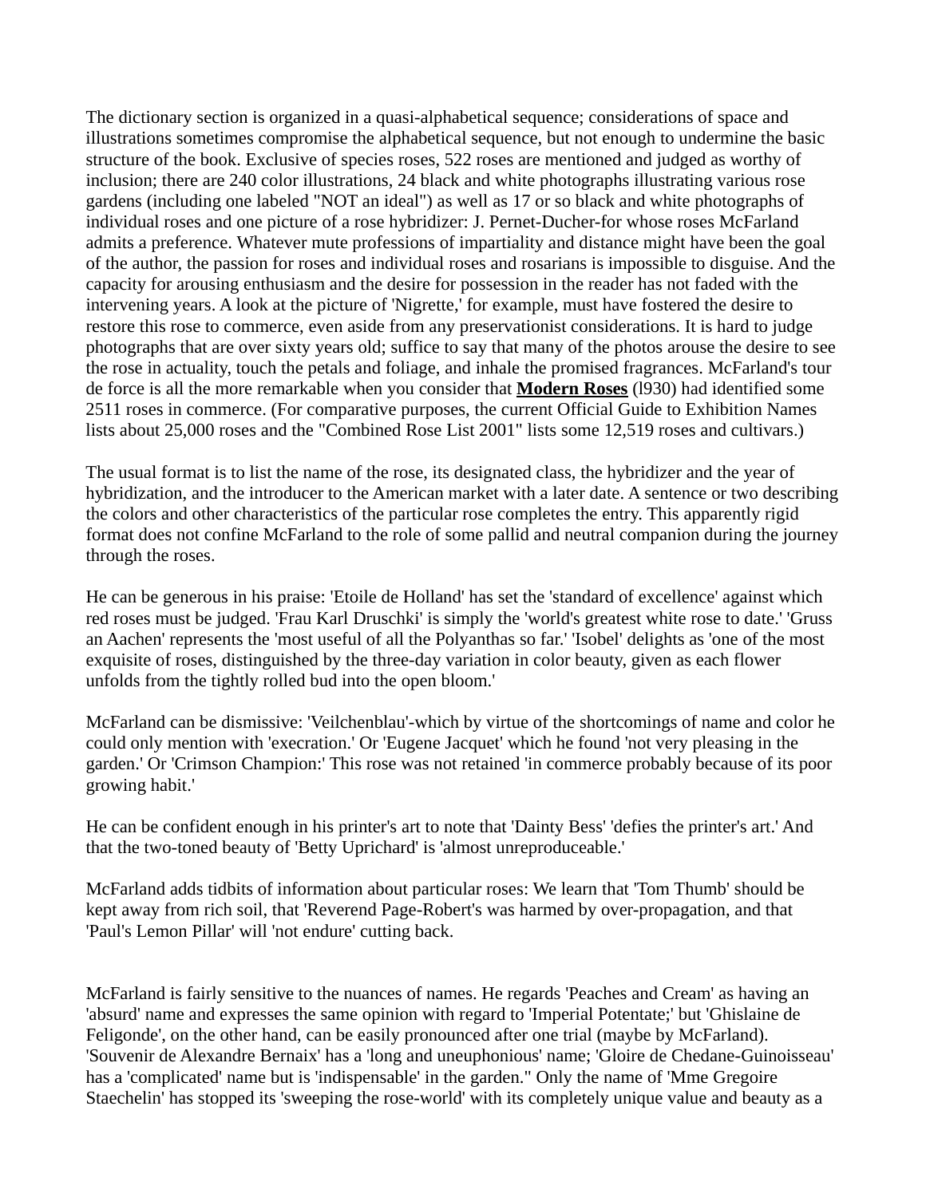The dictionary section is organized in a quasi-alphabetical sequence; considerations of space and illustrations sometimes compromise the alphabetical sequence, but not enough to undermine the basic structure of the book. Exclusive of species roses, 522 roses are mentioned and judged as worthy of inclusion; there are 240 color illustrations, 24 black and white photographs illustrating various rose gardens (including one labeled "NOT an ideal") as well as 17 or so black and white photographs of individual roses and one picture of a rose hybridizer: J. Pernet-Ducher-for whose roses McFarland admits a preference. Whatever mute professions of impartiality and distance might have been the goal of the author, the passion for roses and individual roses and rosarians is impossible to disguise. And the capacity for arousing enthusiasm and the desire for possession in the reader has not faded with the intervening years. A look at the picture of 'Nigrette,' for example, must have fostered the desire to restore this rose to commerce, even aside from any preservationist considerations. It is hard to judge photographs that are over sixty years old; suffice to say that many of the photos arouse the desire to see the rose in actuality, touch the petals and foliage, and inhale the promised fragrances. McFarland's tour de force is all the more remarkable when you consider that **Modern Roses** (l930) had identified some 2511 roses in commerce. (For comparative purposes, the current Official Guide to Exhibition Names lists about 25,000 roses and the "Combined Rose List 2001" lists some 12,519 roses and cultivars.)

The usual format is to list the name of the rose, its designated class, the hybridizer and the year of hybridization, and the introducer to the American market with a later date. A sentence or two describing the colors and other characteristics of the particular rose completes the entry. This apparently rigid format does not confine McFarland to the role of some pallid and neutral companion during the journey through the roses.

He can be generous in his praise: 'Etoile de Holland' has set the 'standard of excellence' against which red roses must be judged. 'Frau Karl Druschki' is simply the 'world's greatest white rose to date.' 'Gruss an Aachen' represents the 'most useful of all the Polyanthas so far.' 'Isobel' delights as 'one of the most exquisite of roses, distinguished by the three-day variation in color beauty, given as each flower unfolds from the tightly rolled bud into the open bloom.'

McFarland can be dismissive: 'Veilchenblau'-which by virtue of the shortcomings of name and color he could only mention with 'execration.' Or 'Eugene Jacquet' which he found 'not very pleasing in the garden.' Or 'Crimson Champion:' This rose was not retained 'in commerce probably because of its poor growing habit.'

He can be confident enough in his printer's art to note that 'Dainty Bess' 'defies the printer's art.' And that the two-toned beauty of 'Betty Uprichard' is 'almost unreproduceable.'

McFarland adds tidbits of information about particular roses: We learn that 'Tom Thumb' should be kept away from rich soil, that 'Reverend Page-Robert's was harmed by over-propagation, and that 'Paul's Lemon Pillar' will 'not endure' cutting back.

McFarland is fairly sensitive to the nuances of names. He regards 'Peaches and Cream' as having an 'absurd' name and expresses the same opinion with regard to 'Imperial Potentate;' but 'Ghislaine de Feligonde', on the other hand, can be easily pronounced after one trial (maybe by McFarland). 'Souvenir de Alexandre Bernaix' has a 'long and uneuphonious' name; 'Gloire de Chedane-Guinoisseau' has a 'complicated' name but is 'indispensable' in the garden." Only the name of 'Mme Gregoire Staechelin' has stopped its 'sweeping the rose-world' with its completely unique value and beauty as a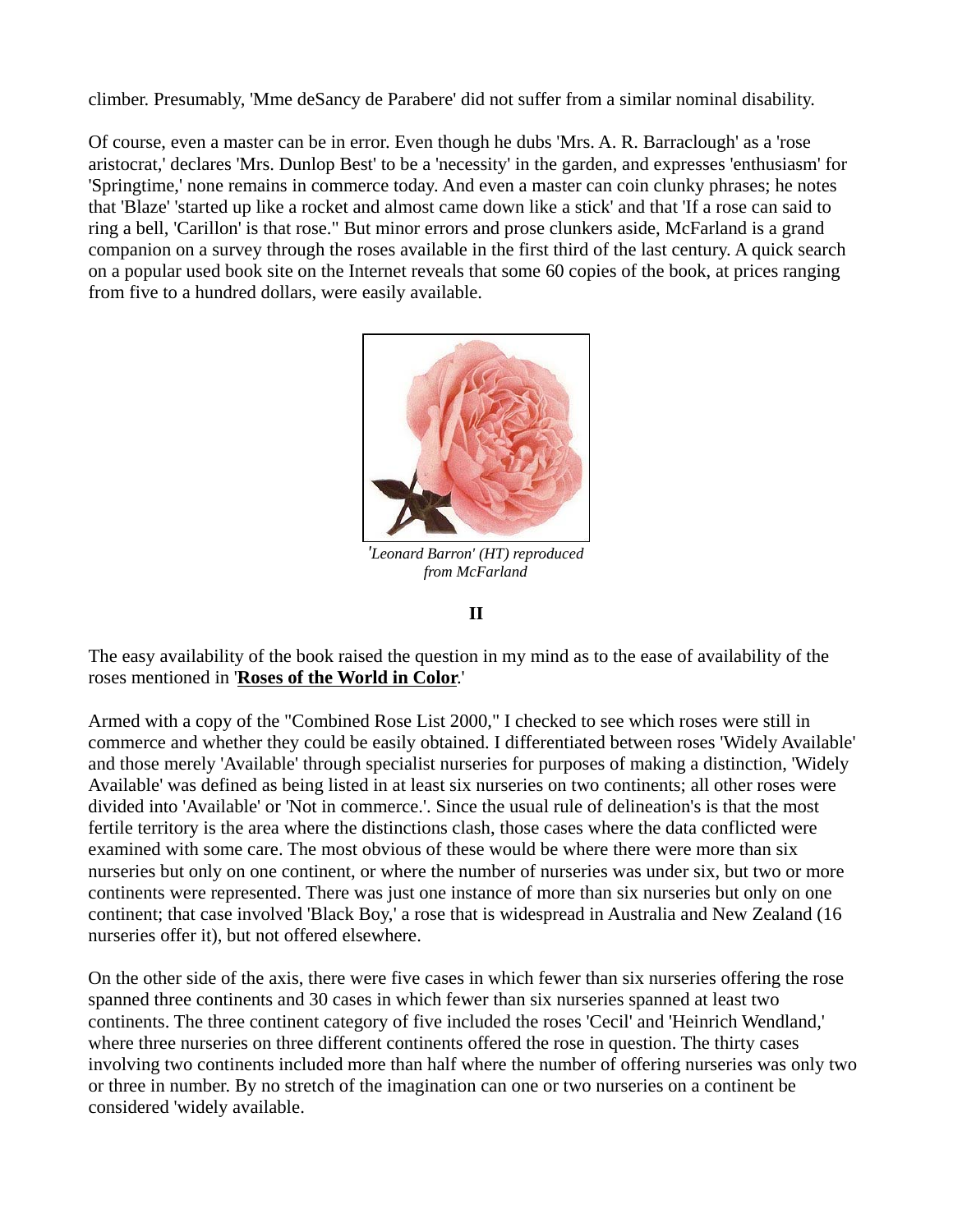climber. Presumably, 'Mme deSancy de Parabere' did not suffer from a similar nominal disability.

Of course, even a master can be in error. Even though he dubs 'Mrs. A. R. Barraclough' as a 'rose aristocrat,' declares 'Mrs. Dunlop Best' to be a 'necessity' in the garden, and expresses 'enthusiasm' for 'Springtime,' none remains in commerce today. And even a master can coin clunky phrases; he notes that 'Blaze' 'started up like a rocket and almost came down like a stick' and that 'If a rose can said to ring a bell, 'Carillon' is that rose." But minor errors and prose clunkers aside, McFarland is a grand companion on a survey through the roses available in the first third of the last century. A quick search on a popular used book site on the Internet reveals that some 60 copies of the book, at prices ranging from five to a hundred dollars, were easily available.

*'Leonard Barron' (HT) reproduced from McFarland*

**II**

The easy availability of the book raised the question in my mind as to the ease of availability of the roses mentioned in '**Roses of the World in Color**.'

Armed with a copy of the "Combined Rose List 2000," I checked to see which roses were still in commerce and whether they could be easily obtained. I differentiated between roses 'Widely Available' and those merely 'Available' through specialist nurseries for purposes of making a distinction, 'Widely Available' was defined as being listed in at least six nurseries on two continents; all other roses were divided into 'Available' or 'Not in commerce.'. Since the usual rule of delineation's is that the most fertile territory is the area where the distinctions clash, those cases where the data conflicted were examined with some care. The most obvious of these would be where there were more than six nurseries but only on one continent, or where the number of nurseries was under six, but two or more continents were represented. There was just one instance of more than six nurseries but only on one continent; that case involved 'Black Boy,' a rose that is widespread in Australia and New Zealand (16 nurseries offer it), but not offered elsewhere.

On the other side of the axis, there were five cases in which fewer than six nurseries offering the rose spanned three continents and 30 cases in which fewer than six nurseries spanned at least two continents. The three continent category of five included the roses 'Cecil' and 'Heinrich Wendland,' where three nurseries on three different continents offered the rose in question. The thirty cases involving two continents included more than half where the number of offering nurseries was only two or three in number. By no stretch of the imagination can one or two nurseries on a continent be considered 'widely available.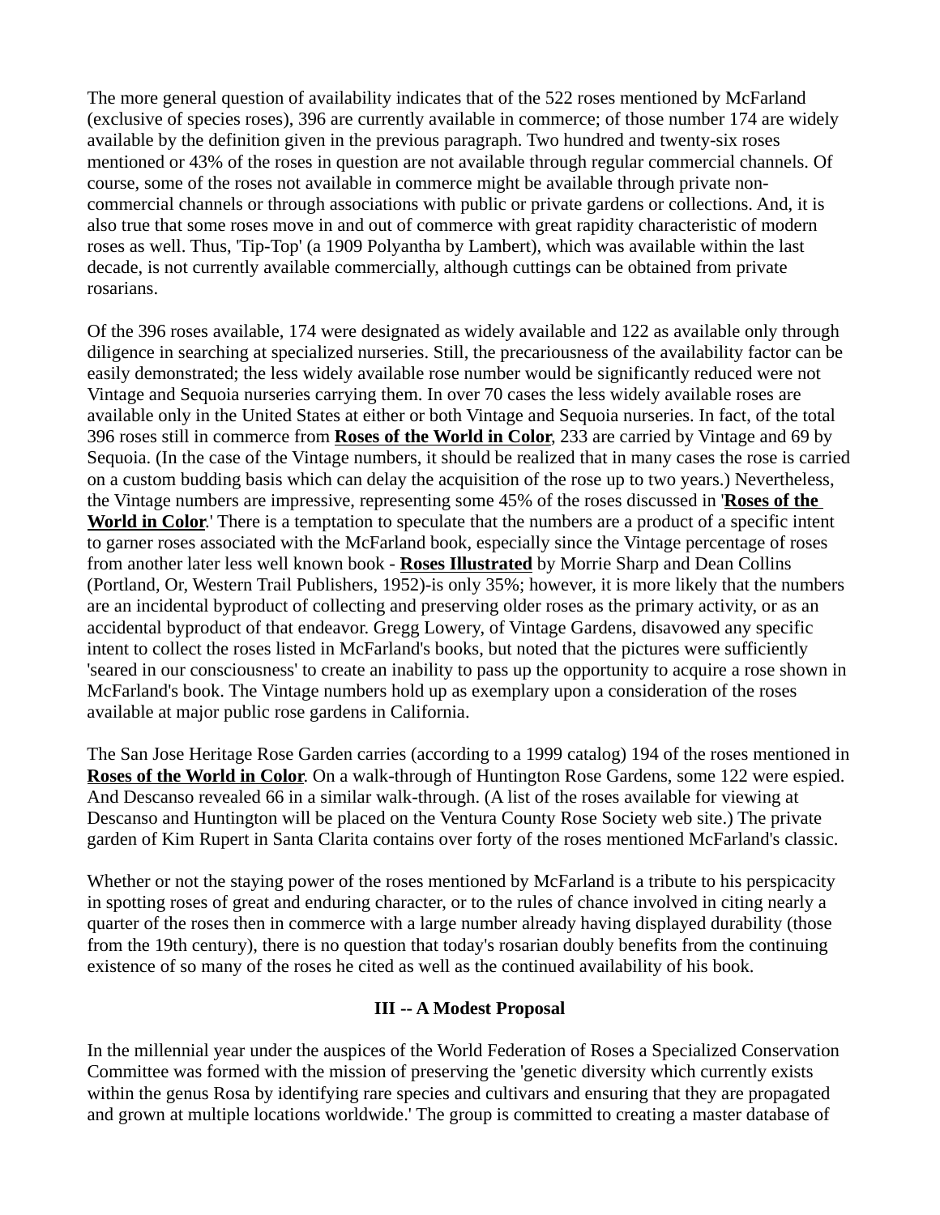The more general question of availability indicates that of the 522 roses mentioned by McFarland (exclusive of species roses), 396 are currently available in commerce; of those number 174 are widely available by the definition given in the previous paragraph. Two hundred and twenty-six roses mentioned or 43% of the roses in question are not available through regular commercial channels. Of course, some of the roses not available in commerce might be available through private non-commercial channels or through associations with public or private gardens or collections. And, it is also true that some roses move in and out of commerce with great rapidity characteristic of modern roses as well. Thus, 'Tip-Top' (a 1909 Polyantha by Lambert), which was available within the last decade, is not currently available commercially, although cuttings can be obtained from private rosarians.

Of the 396 roses available, 174 were designated as widely available and 122 as available only through diligence in searching at specialized nurseries. Still, the precariousness of the availability factor can be easily demonstrated; the less widely available rose number would be significantly reduced were not Vintage and Sequoia nurseries carrying them. In over 70 cases the less widely available roses are available only in the United States at either or both Vintage and Sequoia nurseries. In fact, of the total 396 roses still in commerce from **Roses of the World in Color**, 233 are carried by Vintage and 69 by Sequoia. (In the case of the Vintage numbers, it should be realized that in many cases the rose is carried on a custom budding basis which can delay the acquisition of the rose up to two years.) Nevertheless, the Vintage numbers are impressive, representing some 45% of the roses discussed in '**Roses of the World in Color**.' There is a temptation to speculate that the numbers are a product of a specific intent to garner roses associated with the McFarland book, especially since the Vintage percentage of roses from another later less well known book - **Roses Illustrated** by Morrie Sharp and Dean Collins (Portland, Or, Western Trail Publishers, 1952)-is only 35%; however, it is more likely that the numbers are an incidental byproduct of collecting and preserving older roses as the primary activity, or as an accidental byproduct of that endeavor. Gregg Lowery, of Vintage Gardens, disavowed any specific intent to collect the roses listed in McFarland's books, but noted that the pictures were sufficiently 'seared in our consciousness' to create an inability to pass up the opportunity to acquire a rose shown in McFarland's book. The Vintage numbers hold up as exemplary upon a consideration of the roses available at major public rose gardens in California.

The San Jose Heritage Rose Garden carries (according to a 1999 catalog) 194 of the roses mentioned in **Roses of the World in Color**. On a walk-through of Huntington Rose Gardens, some 122 were espied. And Descanso revealed 66 in a similar walk-through. (A list of the roses available for viewing at Descanso and Huntington will be placed on the Ventura County Rose Society web site.) The private garden of Kim Rupert in Santa Clarita contains over forty of the roses mentioned McFarland's classic.

Whether or not the staying power of the roses mentioned by McFarland is a tribute to his perspicacity in spotting roses of great and enduring character, or to the rules of chance involved in citing nearly a quarter of the roses then in commerce with a large number already having displayed durability (those from the 19th century), there is no question that today's rosarian doubly benefits from the continuing existence of so many of the roses he cited as well as the continued availability of his book.

## III -- A Modest Proposal

In the millennial year under the auspices of the World Federation of Roses a Specialized Conservation Committee was formed with the mission of preserving the 'genetic diversity which currently exists within the genus Rosa by identifying rare species and cultivars and ensuring that they are propagated and grown at multiple locations worldwide.' The group is committed to creating a master database of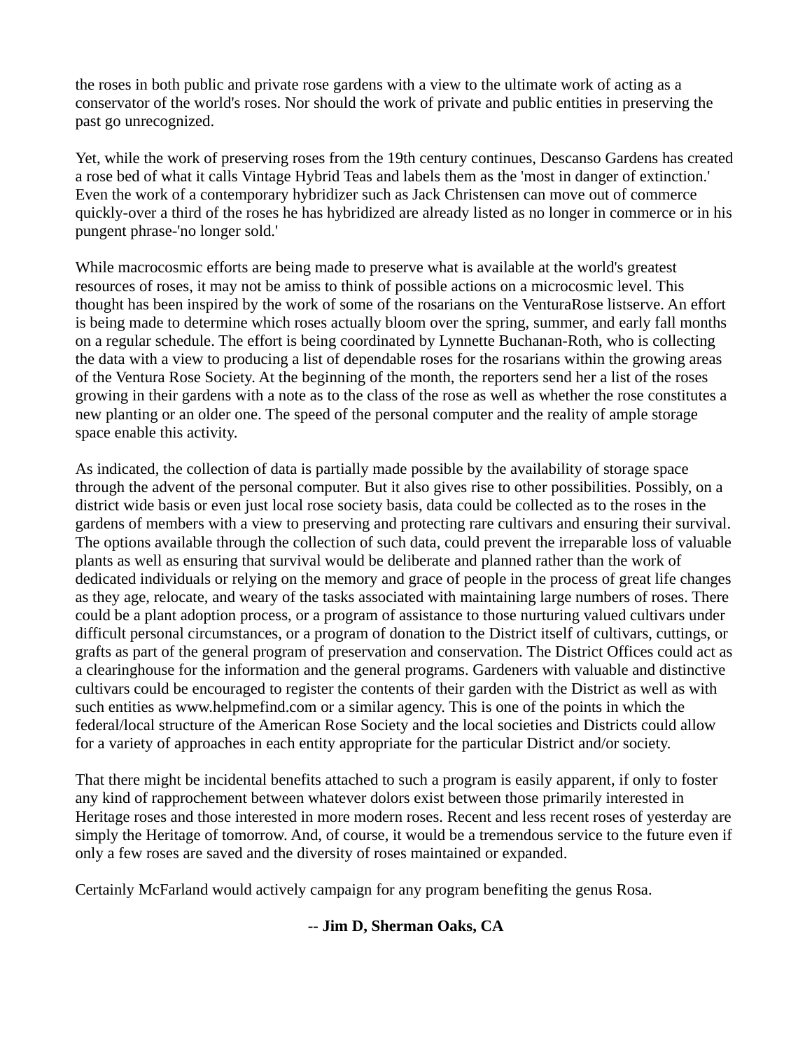the roses in both public and private rose gardens with a view to the ultimate work of acting as a conservator of the world's roses. Nor should the work of private and public entities in preserving the past go unrecognized.

Yet, while the work of preserving roses from the 19th century continues, Descanso Gardens has created a rose bed of what it calls Vintage Hybrid Teas and labels them as the 'most in danger of extinction.' Even the work of a contemporary hybridizer such as Jack Christensen can move out of commerce quickly-over a third of the roses he has hybridized are already listed as no longer in commerce or in his pungent phrase-'no longer sold.'

While macrocosmic efforts are being made to preserve what is available at the world's greatest resources of roses, it may not be amiss to think of possible actions on a microcosmic level. This thought has been inspired by the work of some of the rosarians on the VenturaRose listserve. An effort is being made to determine which roses actually bloom over the spring, summer, and early fall months on a regular schedule. The effort is being coordinated by Lynnette Buchanan-Roth, who is collecting the data with a view to producing a list of dependable roses for the rosarians within the growing areas of the Ventura Rose Society. At the beginning of the month, the reporters send her a list of the roses growing in their gardens with a note as to the class of the rose as well as whether the rose constitutes a new planting or an older one. The speed of the personal computer and the reality of ample storage space enable this activity.

As indicated, the collection of data is partially made possible by the availability of storage space through the advent of the personal computer. But it also gives rise to other possibilities. Possibly, on a district wide basis or even just local rose society basis, data could be collected as to the roses in the gardens of members with a view to preserving and protecting rare cultivars and ensuring their survival. The options available through the collection of such data, could prevent the irreparable loss of valuable plants as well as ensuring that survival would be deliberate and planned rather than the work of dedicated individuals or relying on the memory and grace of people in the process of great life changes as they age, relocate, and weary of the tasks associated with maintaining large numbers of roses. There could be a plant adoption process, or a program of assistance to those nurturing valued cultivars under difficult personal circumstances, or a program of donation to the District itself of cultivars, cuttings, or grafts as part of the general program of preservation and conservation. The District Offices could act as a clearinghouse for the information and the general programs. Gardeners with valuable and distinctive cultivars could be encouraged to register the contents of their garden with the District as well as with such entities as www.helpmefind.com or a similar agency. This is one of the points in which the federal/local structure of the American Rose Society and the local societies and Districts could allow for a variety of approaches in each entity appropriate for the particular District and/or society.

That there might be incidental benefits attached to such a program is easily apparent, if only to foster any kind of rapprochement between whatever dolors exist between those primarily interested in Heritage roses and those interested in more modern roses. Recent and less recent roses of yesterday are simply the Heritage of tomorrow. And, of course, it would be a tremendous service to the future even if only a few roses are saved and the diversity of roses maintained or expanded.

Certainly McFarland would actively campaign for any program benefiting the genus Rosa.

**-- Jim D, Sherman Oaks, CA**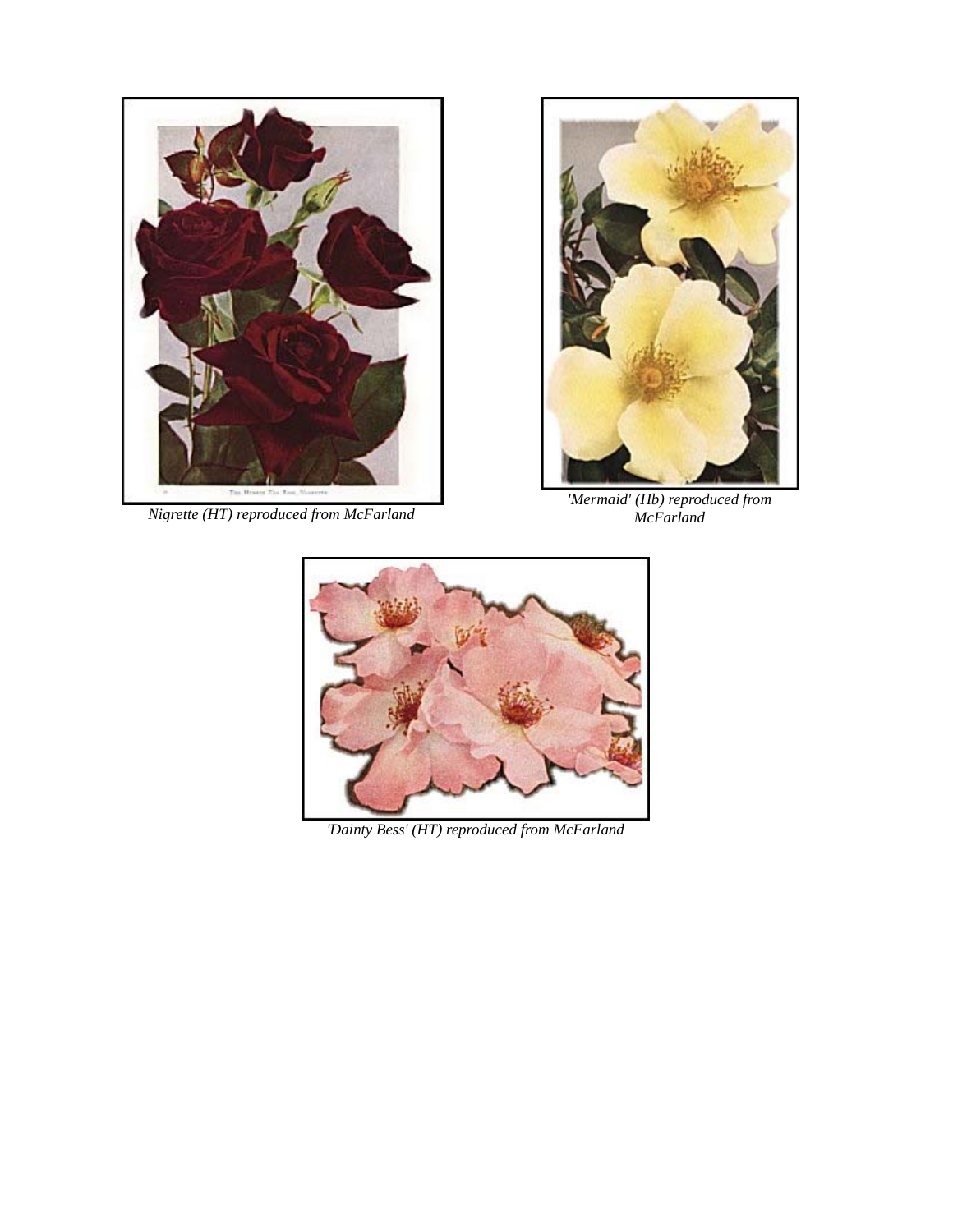*Nigrette (HT) reproduced from McFarland*

*'Mermaid' (Hb) reproduced from McFarland*

*'Dainty Bess' (HT) reproduced from McFarland*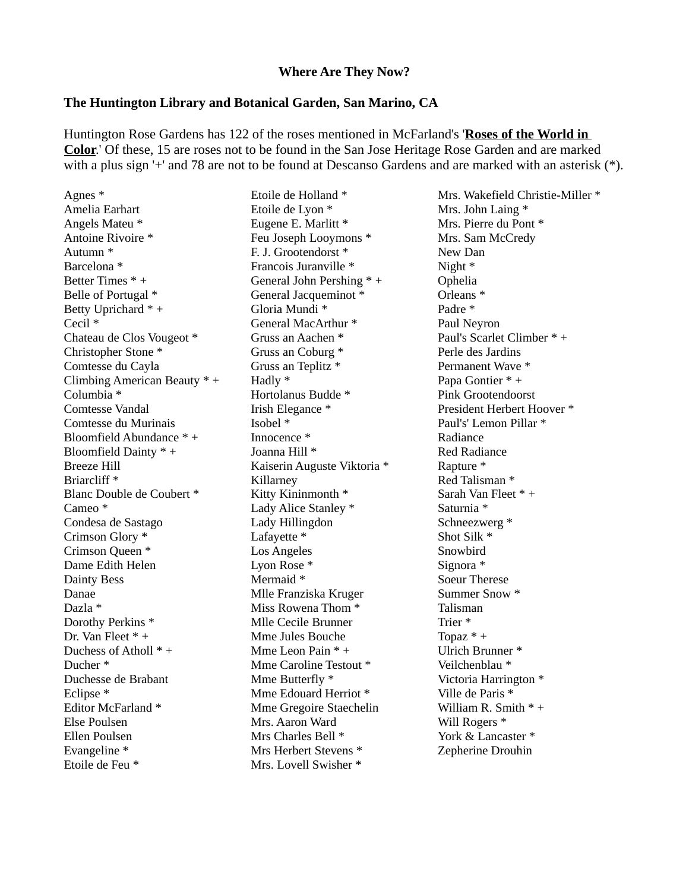**Where Are They Now?**

**The Huntington Library and Botanical Garden, San Marino, CA**

Huntington Rose Gardens has 122 of the roses mentioned in McFarland's '**Roses of the World in Color**.' Of these, 15 are roses not to be found in the San Jose Heritage Rose Garden and are marked with a plus sign '+' and 78 are not to be found at Descanso Gardens and are marked with an asterisk (*).

Agnes *
Amelia Earhart
Angels Mateu *
Antoine Rivoire *
Autumn *
Barcelona *
Better Times * +
Belle of Portugal *
Betty Uprichard * +
Cecil *
Chateau de Clos Vougeot *
Christopher Stone *
Comtesse du Cayla
Climbing American Beauty * +
Columbia *
Comtesse Vandal
Comtesse du Murinais
Bloomfield Abundance * +
Bloomfield Dainty * +
Breeze Hill
Briarcliff *
Blanc Double de Coubert *
Cameo *
Condesa de Sastago
Crimson Glory *
Crimson Queen *
Dame Edith Helen
Dainty Bess
Danae
Dazla *
Dorothy Perkins *
Dr. Van Fleet * +
Duchess of Atholl * +
Ducher *
Duchesse de Brabant
Eclipse *
Editor McFarland *
Else Poulsen
Ellen Poulsen
Evangeline *
Etoile de Feu *
Etoile de Holland *
Etoile de Lyon *
Eugene E. Marlitt *
Feu Joseph Looymons *
F. J. Grootendorst *
Francois Juranville *
General John Pershing * +
General Jacqueminot *
Gloria Mundi *
General MacArthur *
Gruss an Aachen *
Gruss an Coburg *
Gruss an Teplitz *
Hadly *
Hortolanus Budde *
Irish Elegance *
Isobel *
Innocence *
Joanna Hill *
Kaiserin Auguste Viktoria *
Killarney
Kitty Kininmonth *
Lady Alice Stanley *
Lady Hillingdon
Lafayette *
Los Angeles
Lyon Rose *
Mermaid *
Mlle Franziska Kruger
Miss Rowena Thom *
Mlle Cecile Brunner
Mme Jules Bouche
Mme Leon Pain * +
Mme Caroline Testout *
Mme Butterfly *
Mme Edouard Herriot *
Mme Gregoire Staechelin
Mrs. Aaron Ward
Mrs Charles Bell *
Mrs Herbert Stevens *
Mrs. Lovell Swisher *
Mrs. Wakefield Christie-Miller *
Mrs. John Laing *
Mrs. Pierre du Pont *
Mrs. Sam McCredy
New Dan
Night *
Ophelia
Orleans *
Padre *
Paul Neyron
Paul's Scarlet Climber * +
Perle des Jardins
Permanent Wave *
Papa Gontier * +
Pink Grootendoorst
President Herbert Hoover *
Paul's' Lemon Pillar *
Radiance
Red Radiance
Rapture *
Red Talisman *
Sarah Van Fleet * +
Saturnia *
Schneezwerg *
Shot Silk *
Snowbird
Signora *
Soeur Therese
Summer Snow *
Talisman
Trier *
Topaz * +
Ulrich Brunner *
Veilchenblau *
Victoria Harrington *
Ville de Paris *
William R. Smith * +
Will Rogers *
York & Lancaster *
Zepherine Drouhin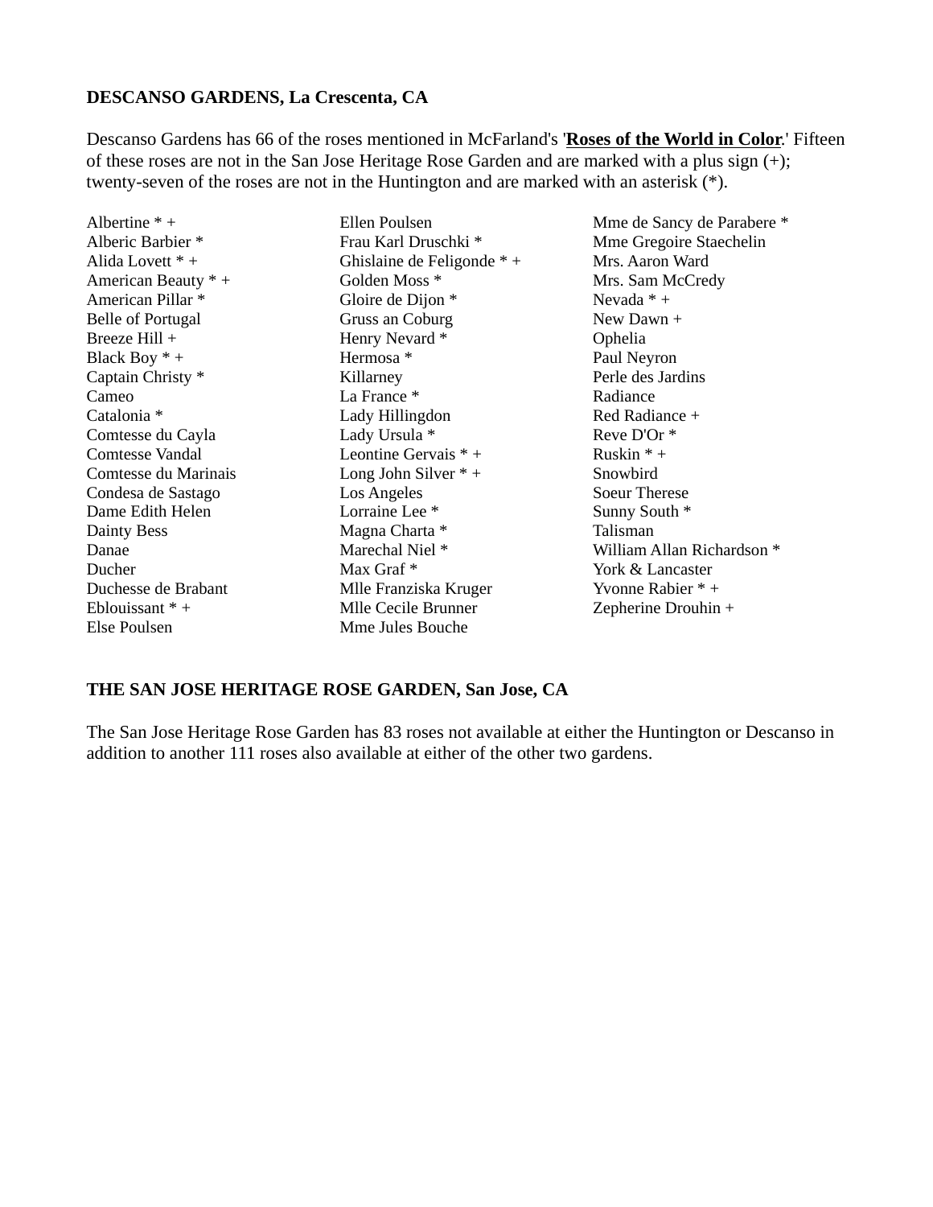**DESCANSO GARDENS, La Crescenta, CA**

Descanso Gardens has 66 of the roses mentioned in McFarland's '**Roses of the World in Color**.' Fifteen of these roses are not in the San Jose Heritage Rose Garden and are marked with a plus sign (+); twenty-seven of the roses are not in the Huntington and are marked with an asterisk (*).

Albertine * +
Alberic Barbier *
Alida Lovett * +
American Beauty * +
American Pillar *
Belle of Portugal
Breeze Hill +
Black Boy * +
Captain Christy *
Cameo
Catalonia *
Comtesse du Cayla
Comtesse Vandal
Comtesse du Marinais
Condesa de Sastago
Dame Edith Helen
Dainty Bess
Danae
Ducher
Duchesse de Brabant
Eblouissant * +
Else Poulsen
Ellen Poulsen
Frau Karl Druschki *
Ghislaine de Feligonde * +
Golden Moss *
Gloire de Dijon *
Gruss an Coburg
Henry Nevard *
Hermosa *
Killarney
La France *
Lady Hillingdon
Lady Ursula *
Leontine Gervais * +
Long John Silver * +
Los Angeles
Lorraine Lee *
Magna Charta *
Marechal Niel *
Max Graf *
Mlle Franziska Kruger
Mlle Cecile Brunner
Mme Jules Bouche
Mme de Sancy de Parabere *
Mme Gregoire Staechelin
Mrs. Aaron Ward
Mrs. Sam McCredy
Nevada * +
New Dawn +
Ophelia
Paul Neyron
Perle des Jardins
Radiance
Red Radiance +
Reve D'Or *
Ruskin * +
Snowbird
Soeur Therese
Sunny South *
Talisman
William Allan Richardson *
York & Lancaster
Yvonne Rabier * +
Zepherine Drouhin +

**THE SAN JOSE HERITAGE ROSE GARDEN, San Jose, CA**

The San Jose Heritage Rose Garden has 83 roses not available at either the Huntington or Descanso in addition to another 111 roses also available at either of the other two gardens.